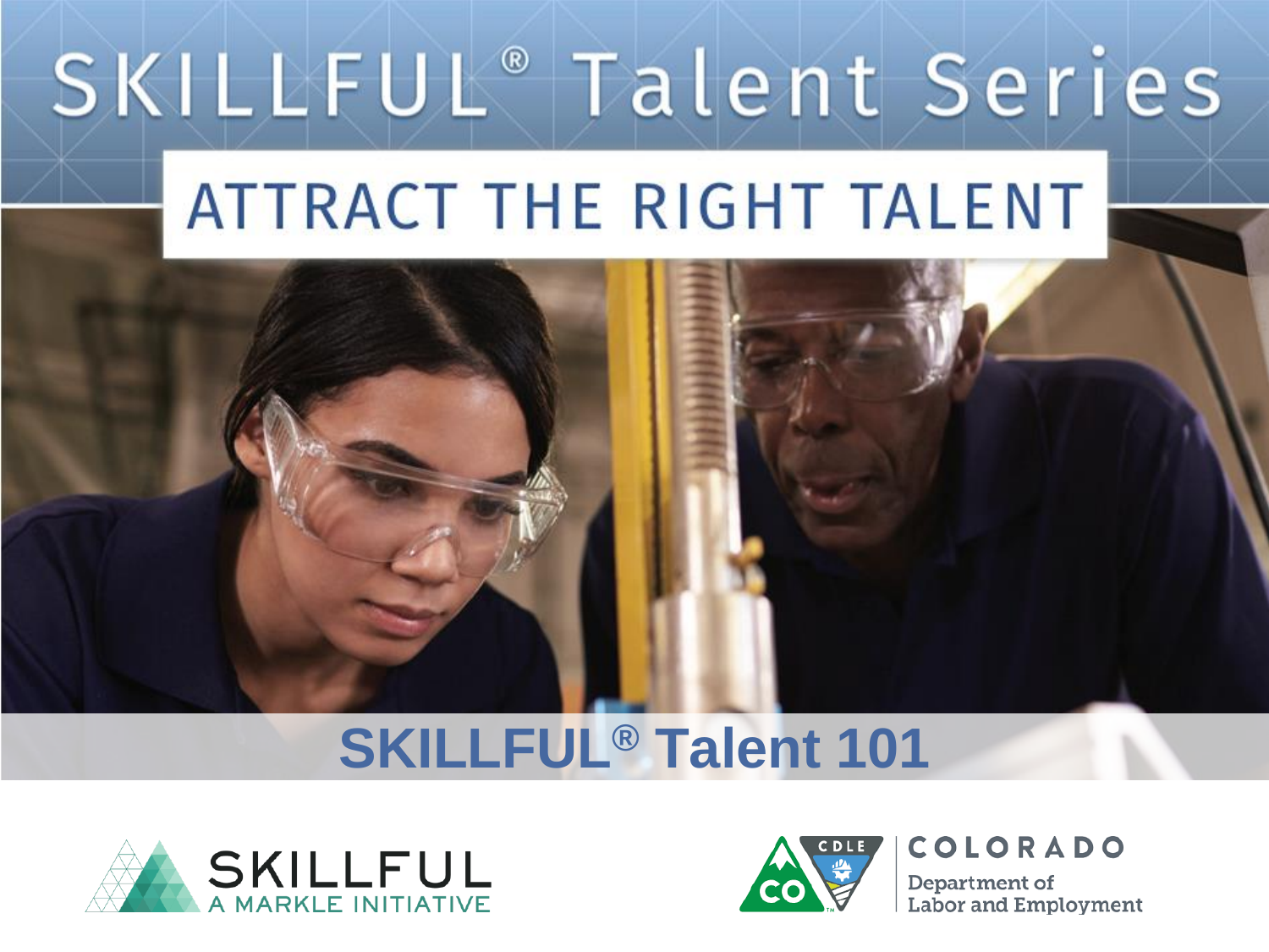# SKILLFUL® Talent Series

## ATTRACT THE RIGHT TALENT

## SKILLFUL® Talent 101

SKILLFUL
A MARKLE INITIATIVE

CDLE
COLORADO
Department of Labor and Employment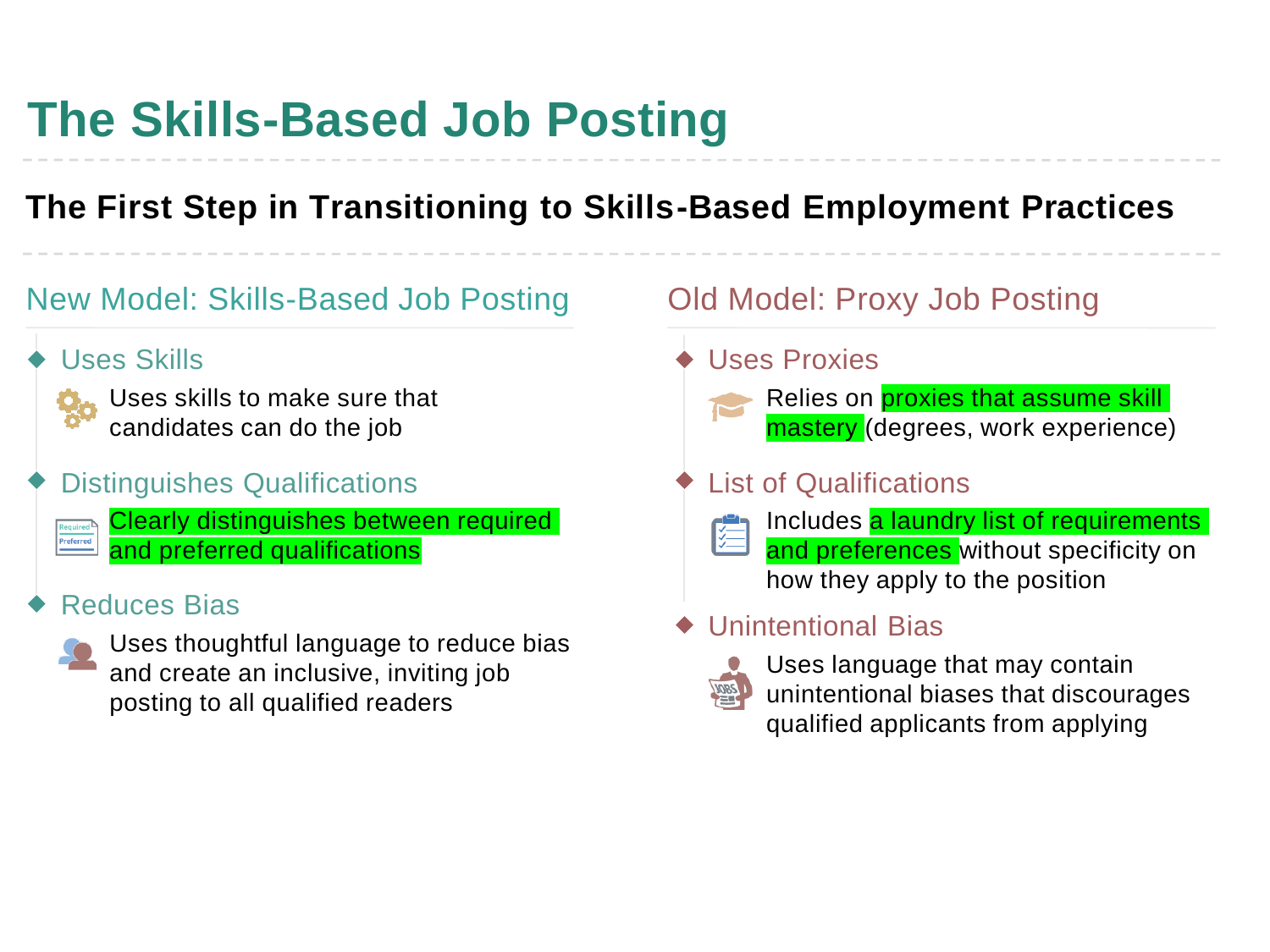# The Skills-Based Job Posting

## The First Step in Transitioning to Skills-Based Employment Practices

### New Model: Skills-Based Job Posting

- **Uses Skills**

  Uses skills to make sure that candidates can do the job

- **Distinguishes Qualifications**

  Clearly distinguishes between required and preferred qualifications

- **Reduces Bias**

  Uses thoughtful language to reduce bias and create an inclusive, inviting job posting to all qualified readers

### Old Model: Proxy Job Posting

- **Uses Proxies**

  Relies on proxies that assume skill mastery (degrees, work experience)

- **List of Qualifications**

  Includes a laundry list of requirements and preferences without specificity on how they apply to the position

- **Unintentional Bias**

  Uses language that may contain unintentional biases that discourages qualified applicants from applying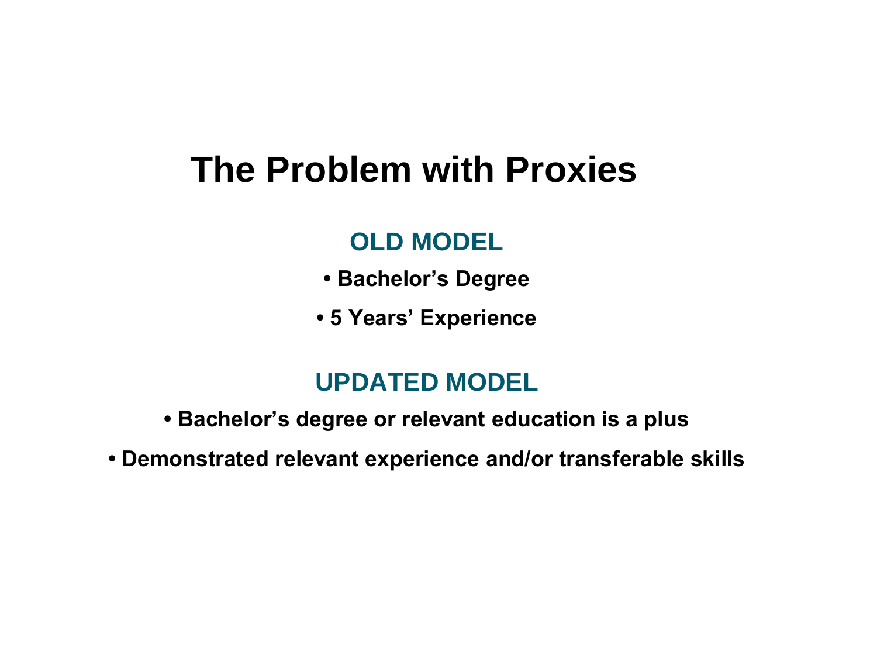# The Problem with Proxies

## OLD MODEL

- **Bachelor’s Degree**
- **5 Years’ Experience**

## UPDATED MODEL

- **Bachelor’s degree or relevant education is a plus**
- **Demonstrated relevant experience and/or transferable skills**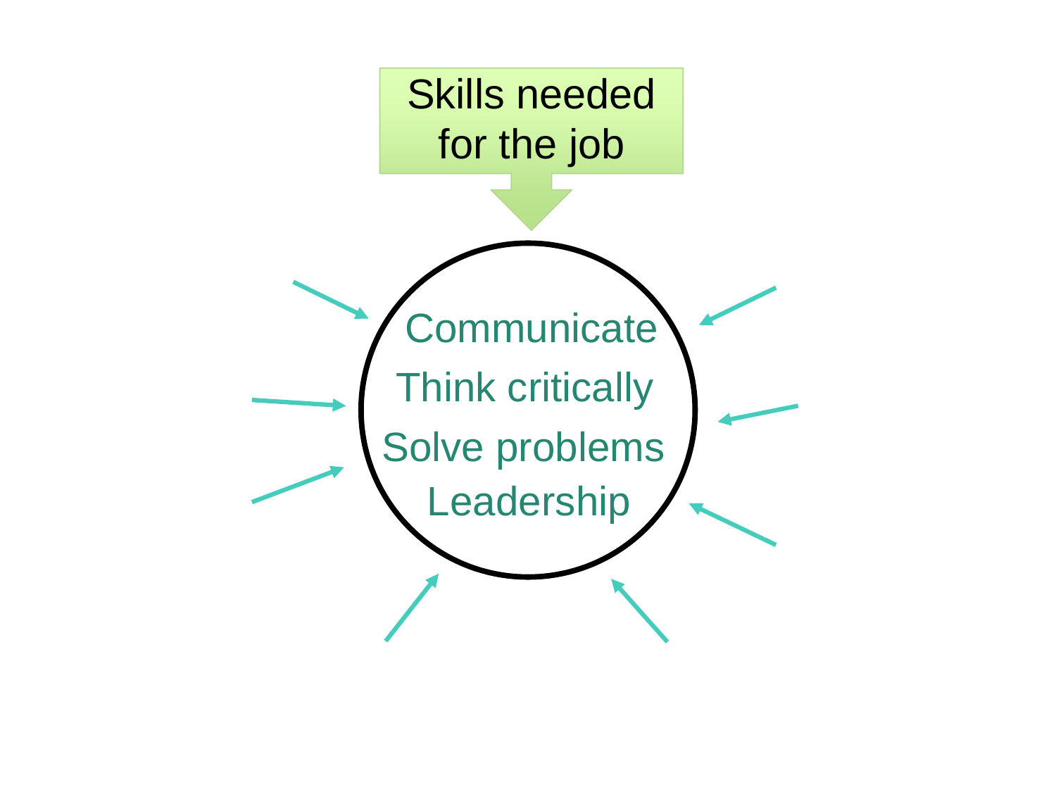Skills needed for the job

Communicate

Think critically

Solve problems

Leadership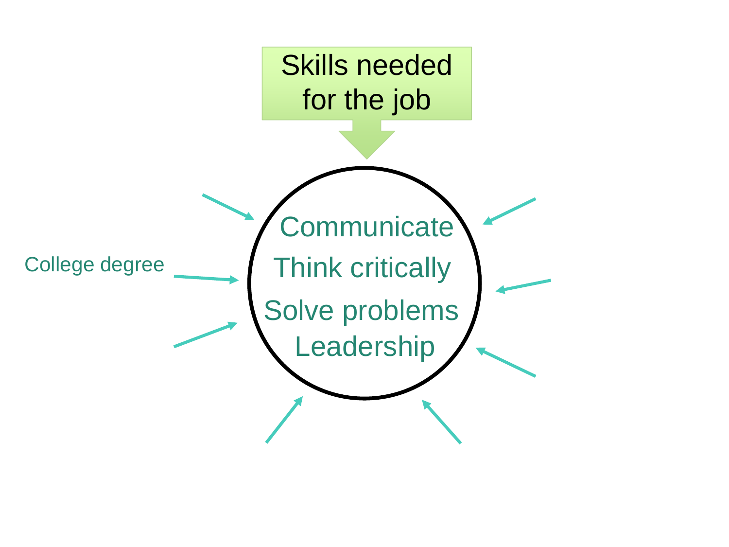# Skills needed for the job

Communicate

Think critically

Solve problems

Leadership

College degree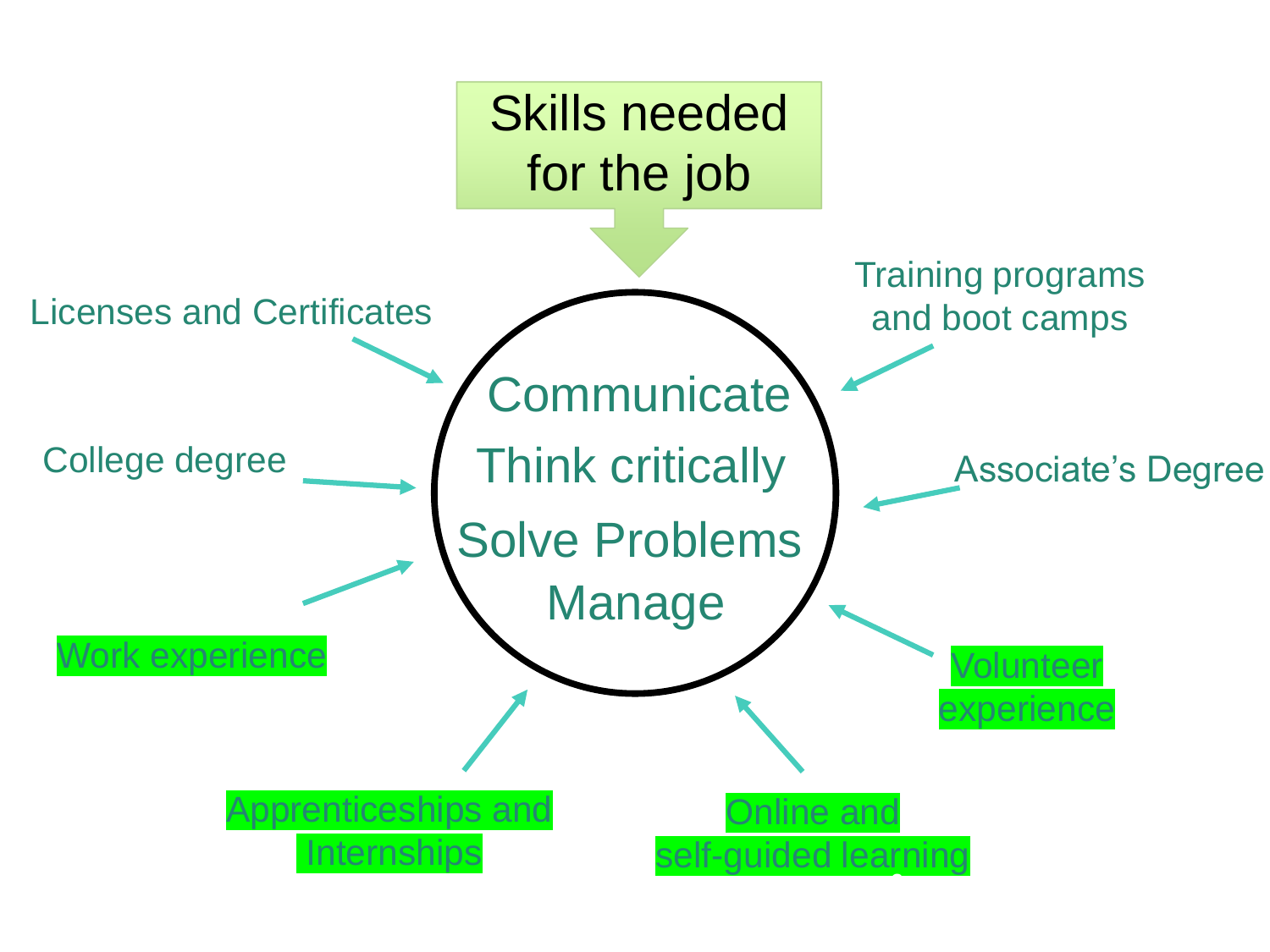# Skills needed for the job

- Communicate
- Think critically
- Solve Problems
- Manage

Licenses and Certificates

College degree

Work experience

Apprenticeships and Internships

Online and self-guided learning

Volunteer experience

Associate's Degree

Training programs and boot camps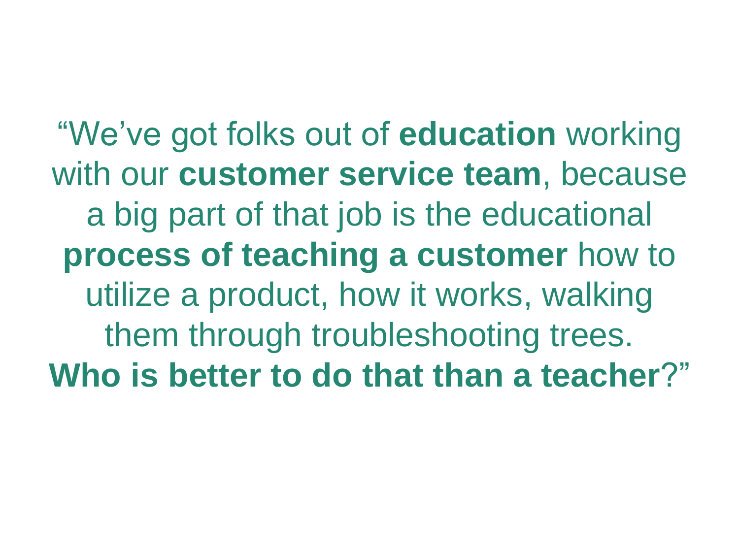"We've got folks out of **education** working with our **customer service team**, because a big part of that job is the educational **process of teaching a customer** how to utilize a product, how it works, walking them through troubleshooting trees. **Who is better to do that than a teacher**?"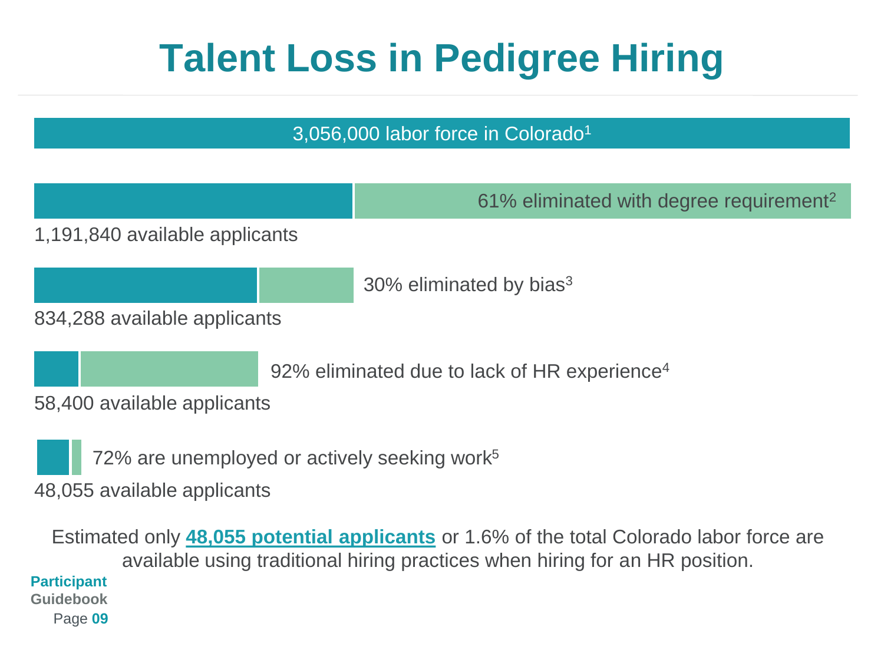# Talent Loss in Pedigree Hiring

3,056,000 labor force in Colorado[1]

61% eliminated with degree requirement[2]

1,191,840 available applicants

30% eliminated by bias[3]

834,288 available applicants

92% eliminated due to lack of HR experience[4]

58,400 available applicants

72% are unemployed or actively seeking work[5]

48,055 available applicants

Estimated only **48,055 potential applicants** or 1.6% of the total Colorado labor force are available using traditional hiring practices when hiring for an HR position.

**Participant Guidebook**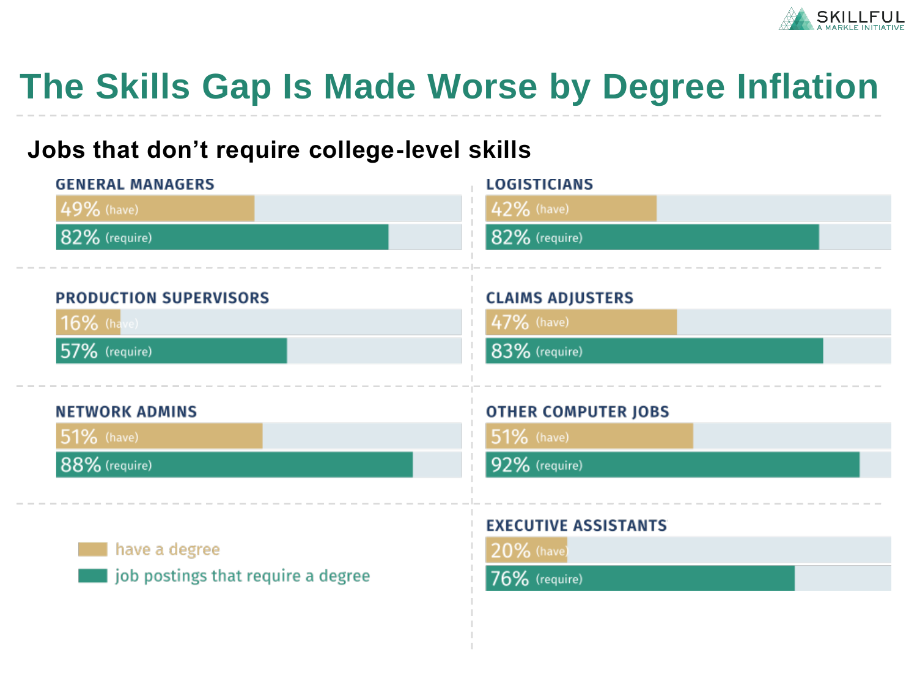# The Skills Gap Is Made Worse by Degree Inflation

## Jobs that don't require college-level skills

| Occupation | Have a degree | Job postings that require a degree |
| --- | --- | --- |
| General Managers | 49% | 82% |
| Logisticians | 42% | 82% |
| Production Supervisors | 16% | 57% |
| Claims Adjusters | 47% | 83% |
| Network Admins | 51% | 88% |
| Other Computer Jobs | 51% | 92% |
| Executive Assistants | 20% | 76% |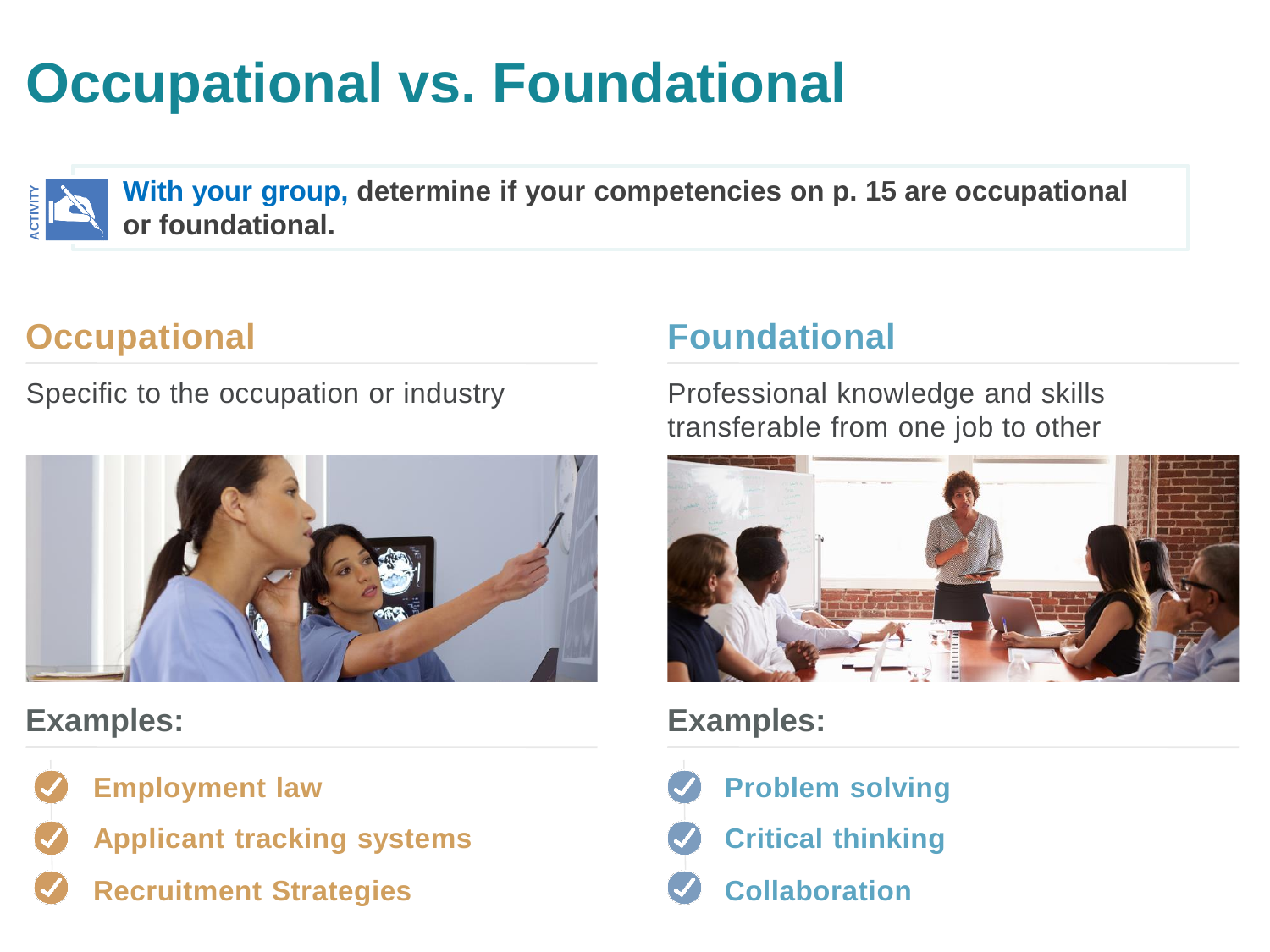# Occupational vs. Focational

ACTIVITY

**With your group, determine if your competencies on p. 15 are occupational or foundational.**

## Occupational

Specific to the occupation or industry

### Examples:

- Employment law
- Applicant tracking systems
- Recruitment Strategies

## Foundational

Professional knowledge and skills transferable from one job to other

### Examples:

- Problem solving
- Critical thinking
- Collaboration

# Occupational vs. Foundational

ACTIVITY

**With your group, determine if your competencies on p. 15 are occupational or foundational.**

## Occupational

Specific to the occupation or industry

### Examples:

- Employment law
- Applicant tracking systems
- Recruitment Strategies

## Foundational

Professional knowledge and skills transferable from one job to other

### Examples:

- Problem solving
- Critical thinking
- Collaboration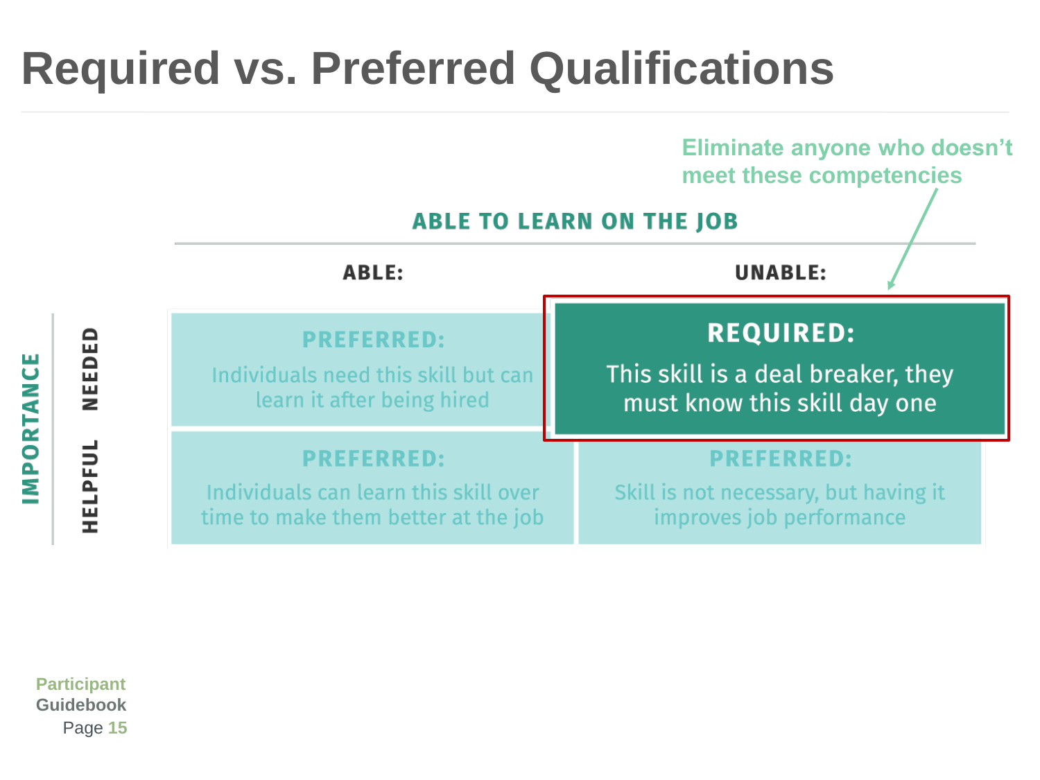# Required vs. Preferred Qualifications

Eliminate anyone who doesn't meet these competencies

**ABLE TO LEARN ON THE JOB**

| IMPORTANCE | ABLE: | UNABLE: |
|---|---|---|
| **NEEDED** | **PREFERRED:** Individuals need this skill but can learn it after being hired | **REQUIRED:** This skill is a deal breaker, they must know this skill day one |
| **HELPFUL** | **PREFERRED:** Individuals can learn this skill over time to make them better at the job | **PREFERRED:** Skill is not necessary, but having it improves job performance |

Participant Guidebook Page 15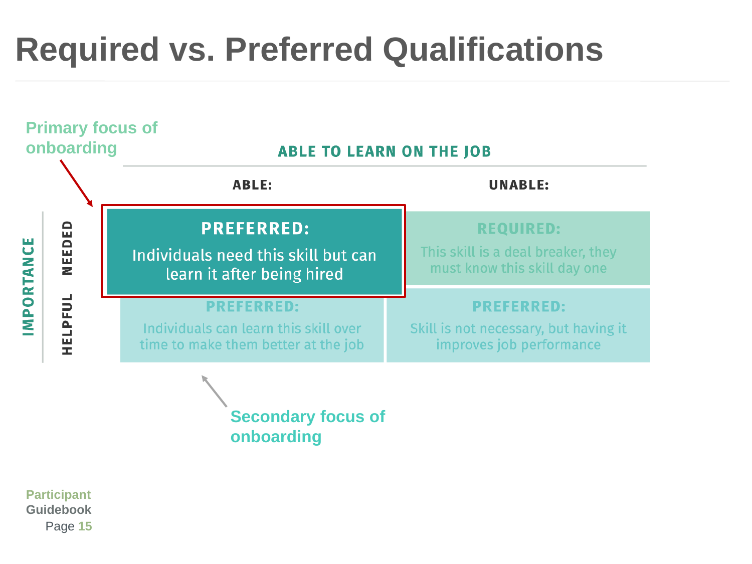# Required vs. Preferred Qualifications

Primary focus of onboarding

**ABLE TO LEARN ON THE JOB**

| IMPORTANCE | ABLE: | UNABLE: |
|---|---|---|
| **NEEDED** | **PREFERRED:** Individuals need this skill but can learn it after being hired | **REQUIRED:** This skill is a deal breaker, they must know this skill day one |
| **HELPFUL** | **PREFERRED:** Individuals can learn this skill over time to make them better at the job | **PREFERRED:** Skill is not necessary, but having it improves job performance |

Secondary focus of onboarding

Participant Guidebook Page 15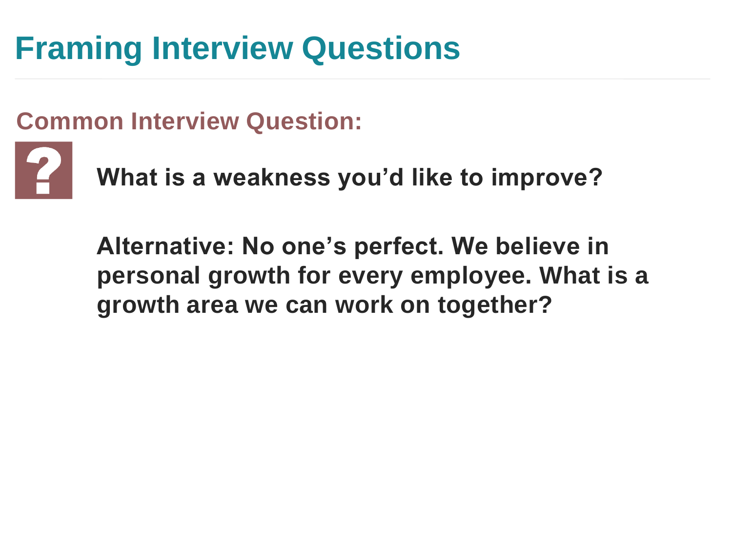# Framing Interview Questions

## Common Interview Question:

**What is a weakness you’d like to improve?**

**Alternative: No one’s perfect. We believe in personal growth for every employee. What is a growth area we can work on together?**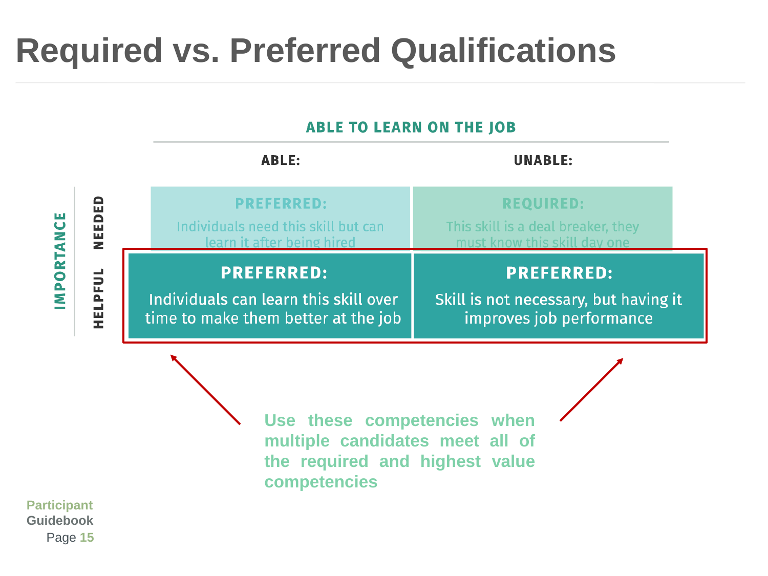# Required vs. Preferred Qualifications

| | | ABLE TO LEARN ON THE JOB | |
|---|---|---|---|
| | | **ABLE:** | **UNABLE:** |
| **IMPORTANCE** | **NEEDED** | **PREFERRED:** Individuals need this skill but can learn it after being hired | **REQUIRED:** This skill is a deal breaker, they must know this skill day one |
| | **HELPFUL** | **PREFERRED:** Individuals can learn this skill over time to make them better at the job | **PREFERRED:** Skill is not necessary, but having it improves job performance |

**Use these competencies when multiple candidates meet all of the required and highest value competencies**

Participant Guidebook Page 15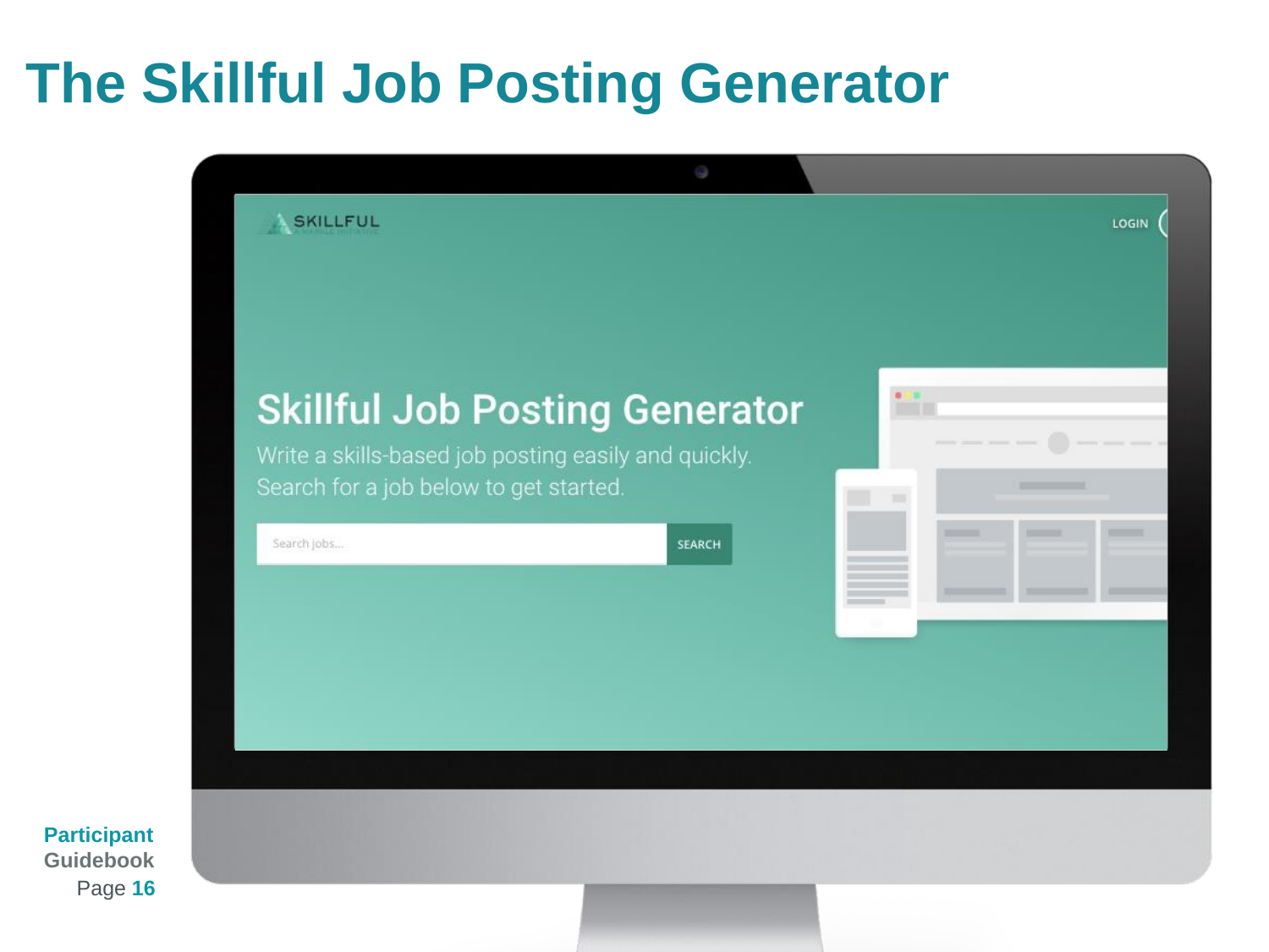# The Skillful Job Posting Generator

SKILLFUL

LOGIN

Skillful Job Posting Generator

Write a skills-based job posting easily and quickly.
Search for a job below to get started.

Search jobs...

SEARCH

Participant Guidebook
Page 16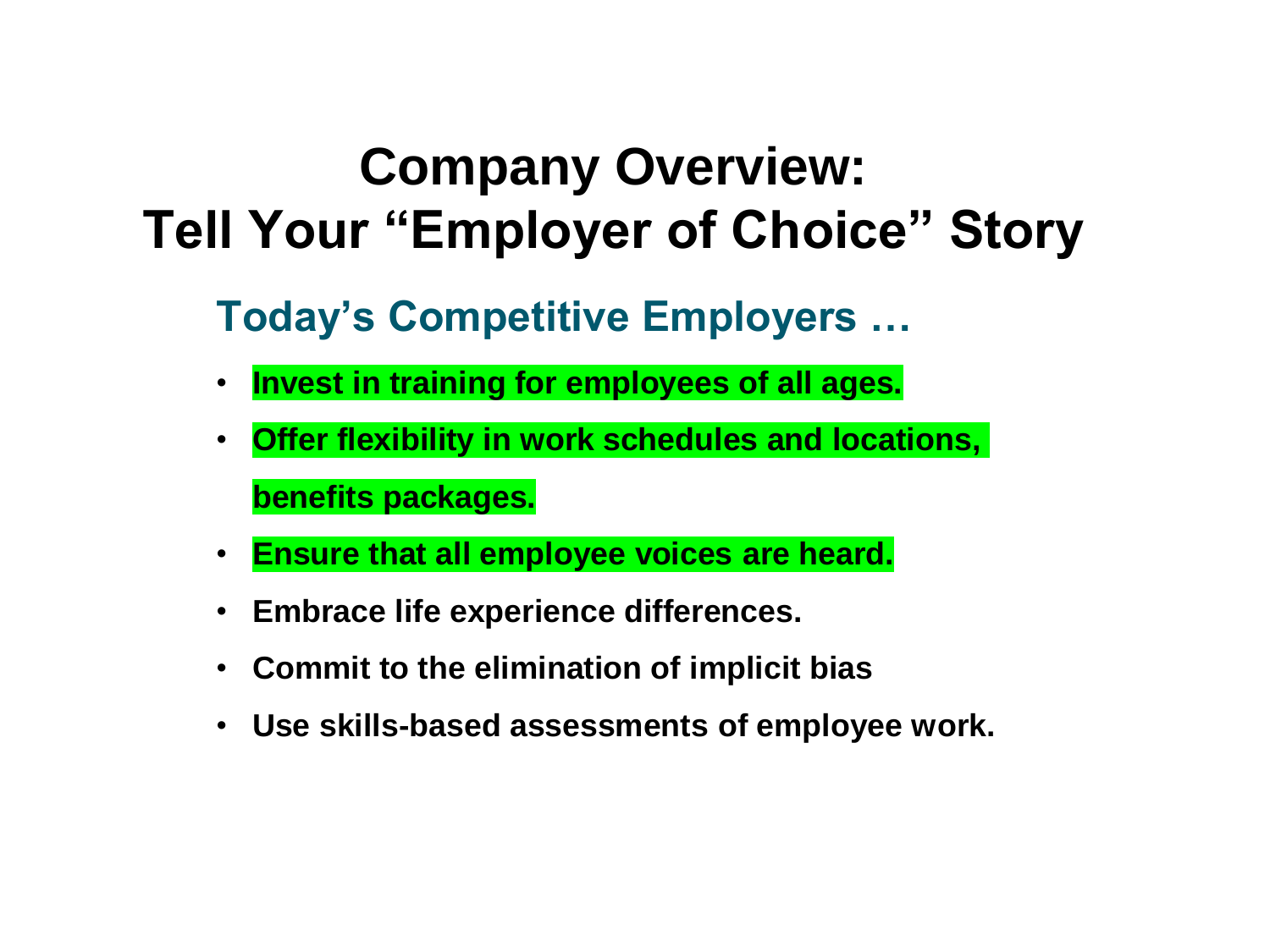# Company Overview: Tell Your "Employer of Choice" Story

## Today's Competitive Employers …

- **Invest in training for employees of all ages.**
- **Offer flexibility in work schedules and locations, benefits packages.**
- **Ensure that all employee voices are heard.**
- **Embrace life experience differences.**
- **Commit to the elimination of implicit bias**
- **Use skills-based assessments of employee work.**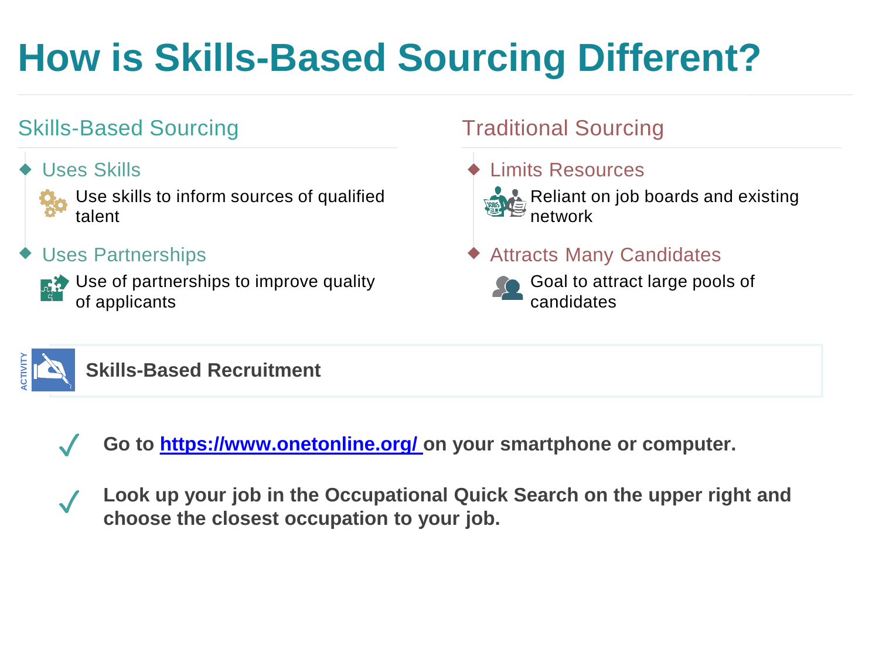# How is Skills-Based Sourcing Different?

## Skills-Based Sourcing

- **Uses Skills**
  - Use skills to inform sources of qualified talent
- **Uses Partnerships**
  - Use of partnerships to improve quality of applicants

## Traditional Sourcing

- **Limits Resources**
  - Reliant on job boards and existing network
- **Attracts Many Candidates**
  - Goal to attract large pools of candidates

ACTIVITY

**Skills-Based Recruitment**

- ✓ **Go to [https://www.onetonline.org/](https://www.onetonline.org/) on your smartphone or computer.**
- ✓ **Look up your job in the Occupational Quick Search on the upper right and choose the closest occupation to your job.**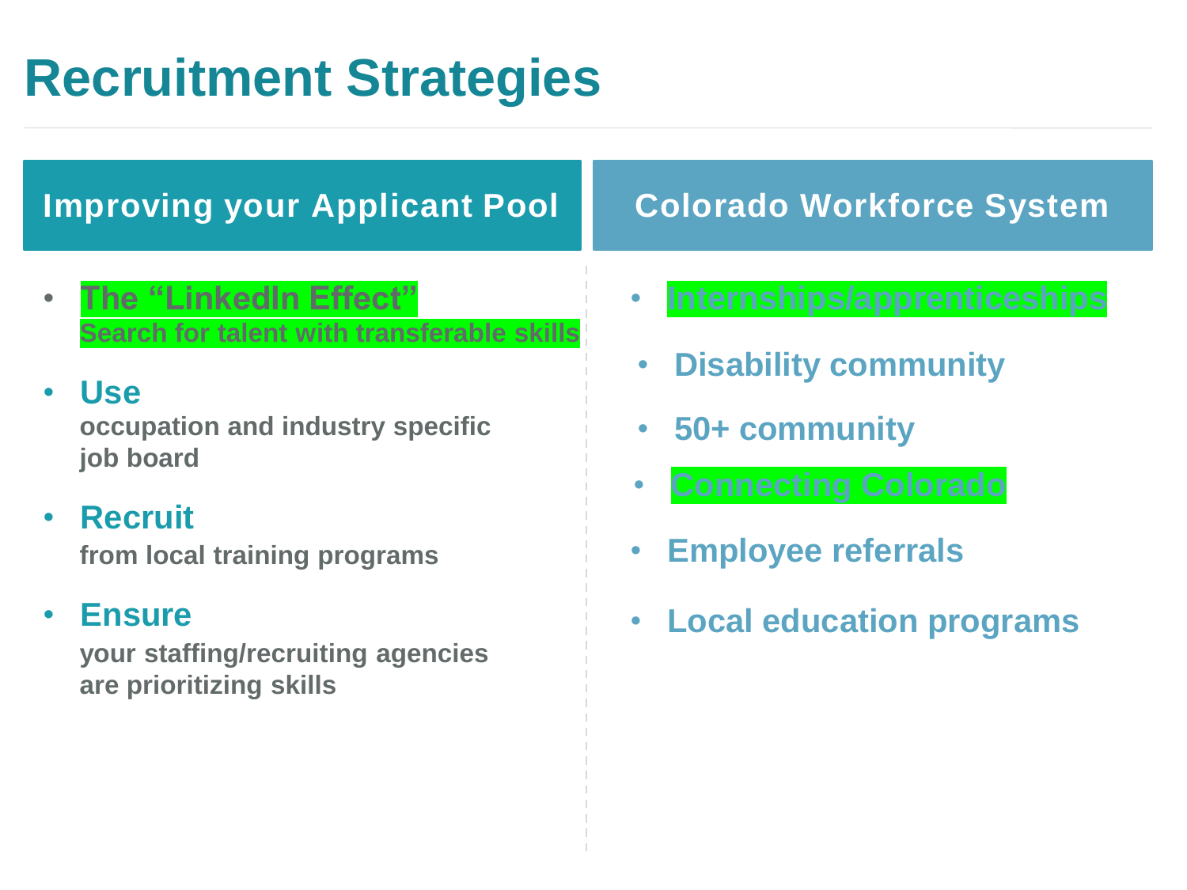# Recruitment Strategies

## Improving your Applicant Pool

- **The "LinkedIn Effect"**
  **Search for talent with transferable skills**
- **Use**
  **occupation and industry specific job board**
- **Recruit**
  **from local training programs**
- **Ensure**
  **your staffing/recruiting agencies are prioritizing skills**

## Colorado Workforce System

- **Internships/apprenticeships**
- **Disability community**
- **50+ community**
- **Connecting Colorado**
- **Employee referrals**
- **Local education programs**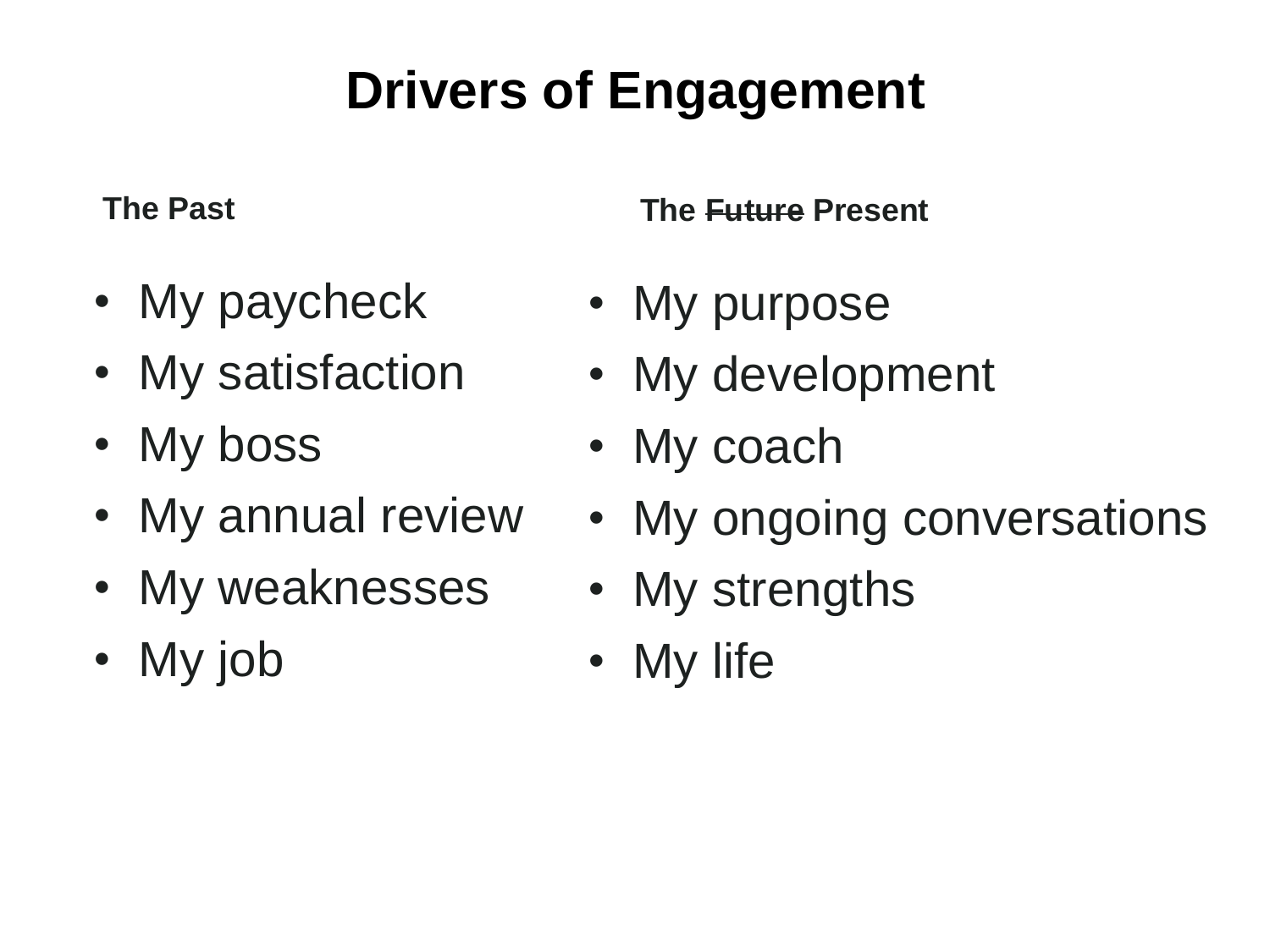# Drivers of Engagement

**The Past**

- My paycheck
- My satisfaction
- My boss
- My annual review
- My weaknesses
- My job

**The ~~Future~~ Present**

- My purpose
- My development
- My coach
- My ongoing conversations
- My strengths
- My life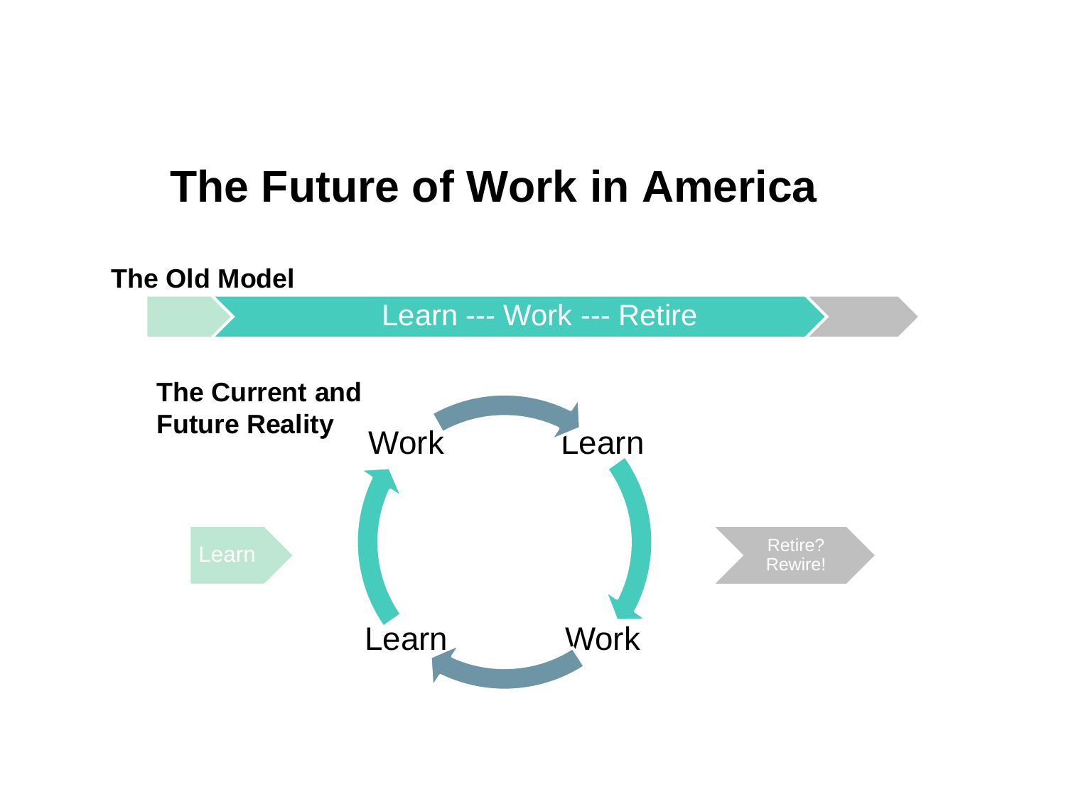# The Future of Work in America

**The Old Model**

Learn --- Work --- Retire

**The Current and Future Reality**

Learn

Work → Learn → Work → Learn

Retire? Rewire!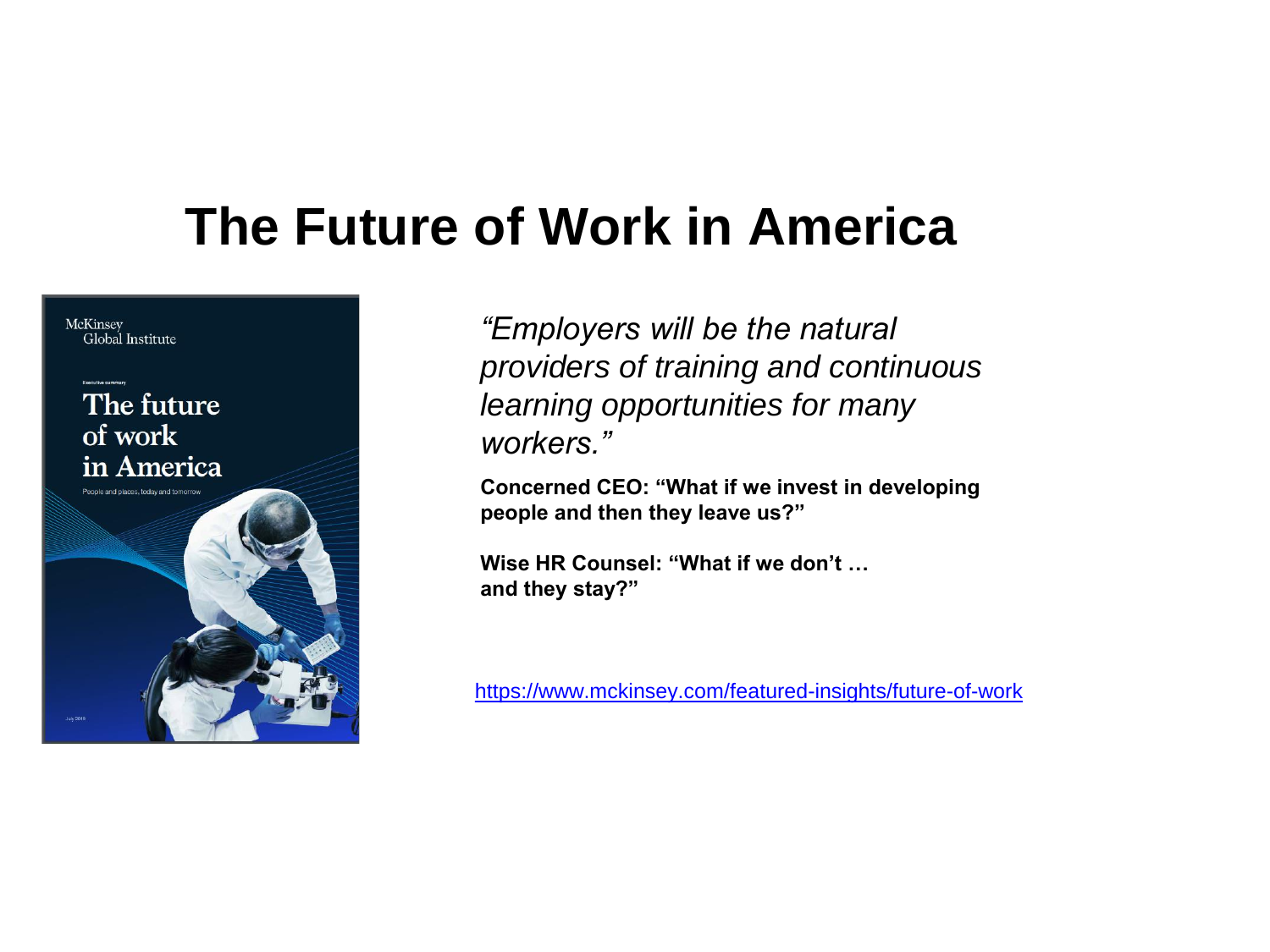# The Future of Work in America

*"Employers will be the natural providers of training and continuous learning opportunities for many workers."*

**Concerned CEO: "What if we invest in developing people and then they leave us?"**

**Wise HR Counsel: "What if we don't … and they stay?"**

https://www.mckinsey.com/featured-insights/future-of-work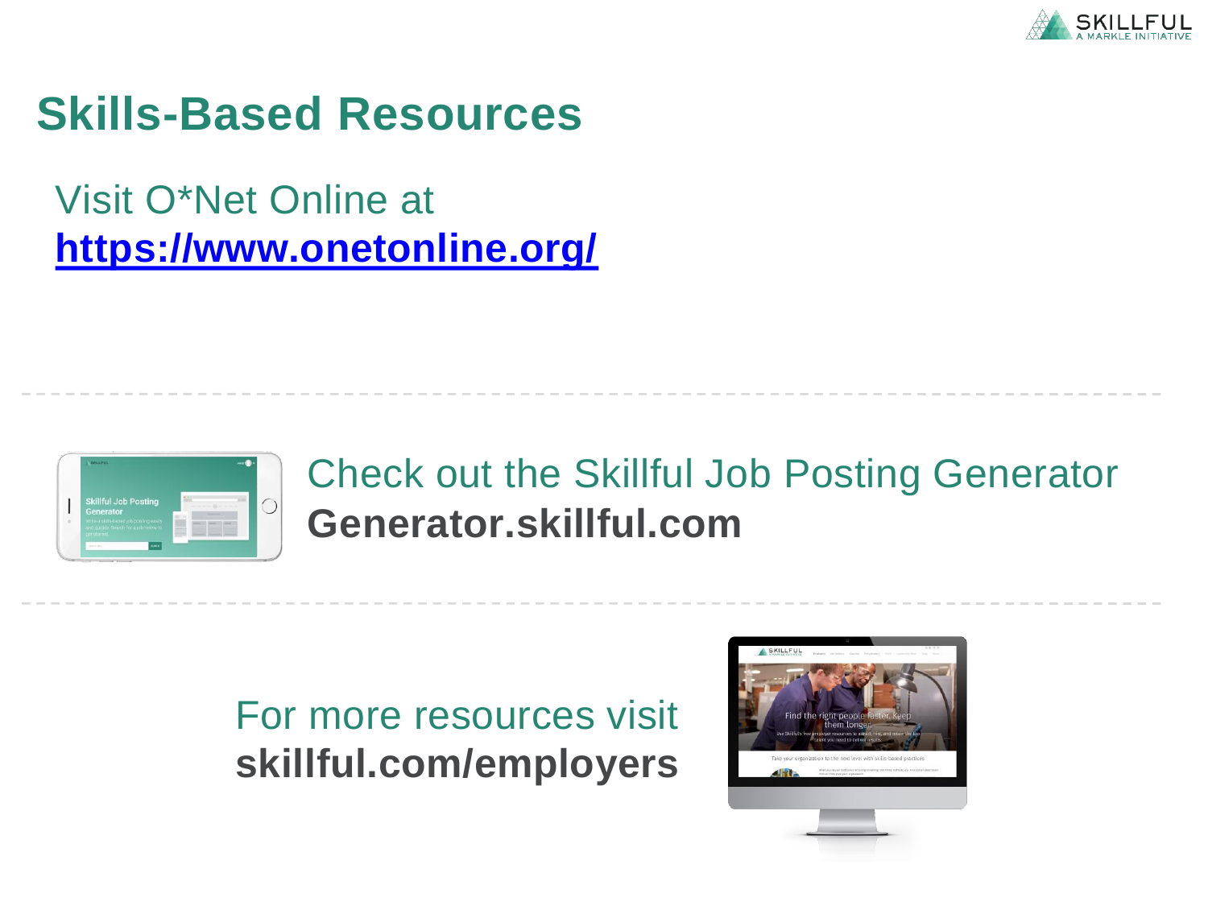# Skills-Based Resources

Visit O*Net Online at
**https://www.onetonline.org/**

---

Check out the Skillful Job Posting Generator
**Generator.skillful.com**

---

For more resources visit
**skillful.com/employers**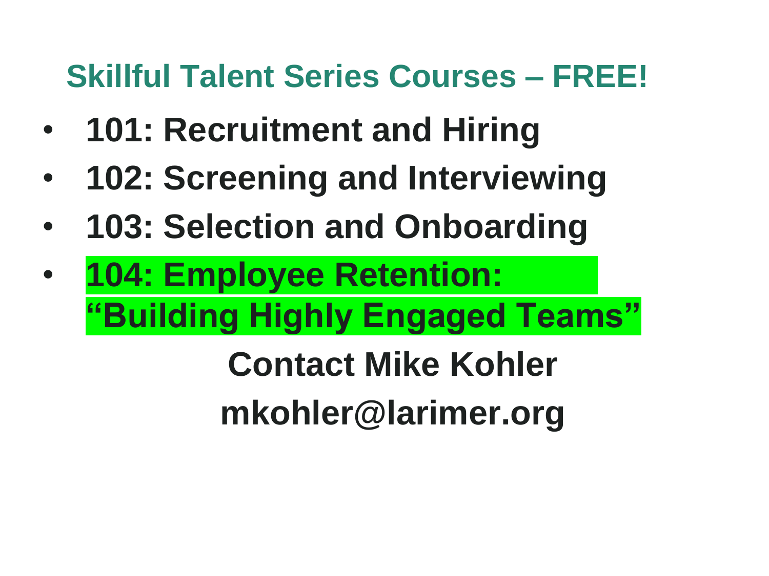## Skillful Talent Series Courses – FREE!

- **101: Recruitment and Hiring**
- **102: Screening and Interviewing**
- **103: Selection and Onboarding**
- **104: Employee Retention: "Building Highly Engaged Teams"**

**Contact Mike Kohler**

**mkohler@larimer.org**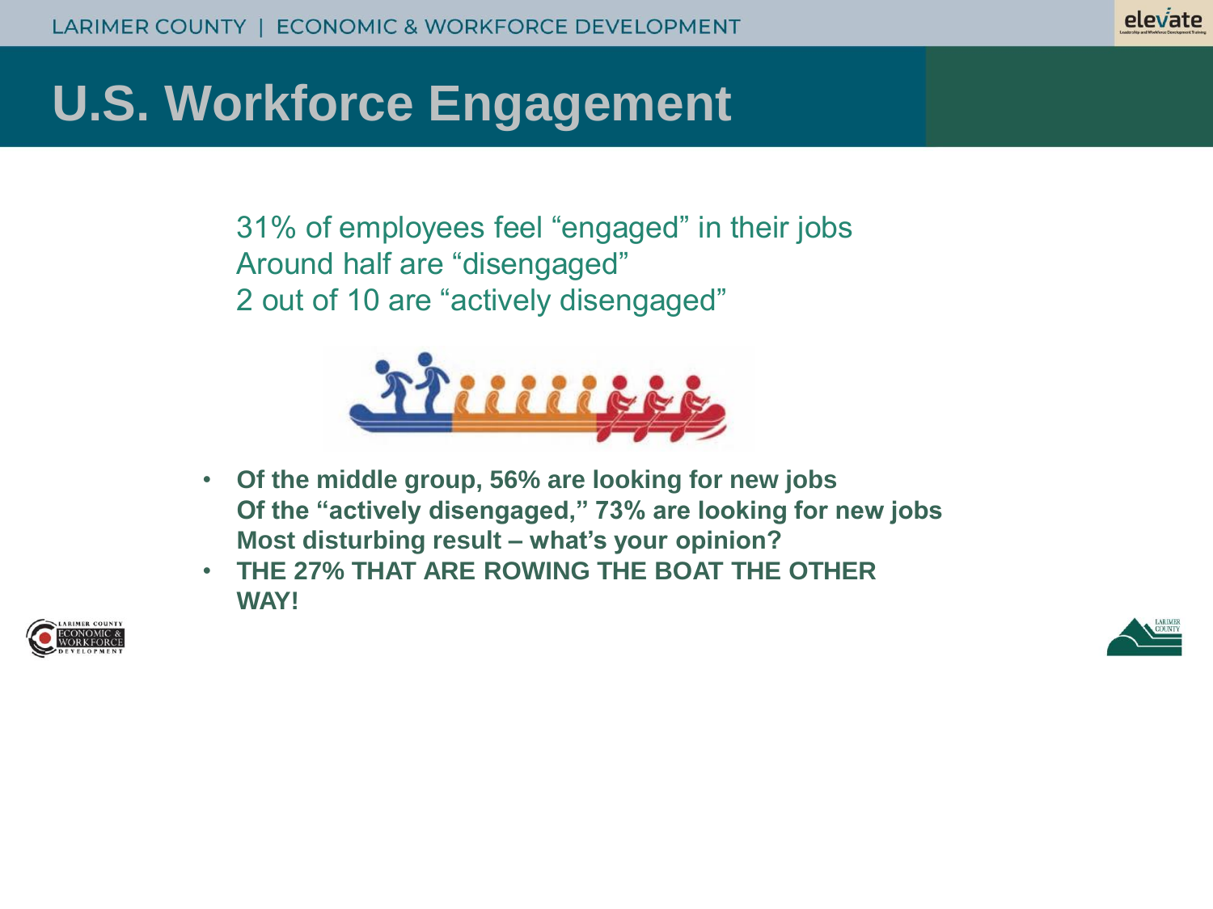# U.S. Workforce Engagement

31% of employees feel "engaged" in their jobs
Around half are "disengaged"
2 out of 10 are "actively disengaged"

- **Of the middle group, 56% are looking for new jobs**
  **Of the "actively disengaged," 73% are looking for new jobs**
  **Most disturbing result – what's your opinion?**
- **THE 27% THAT ARE ROWING THE BOAT THE OTHER WAY!**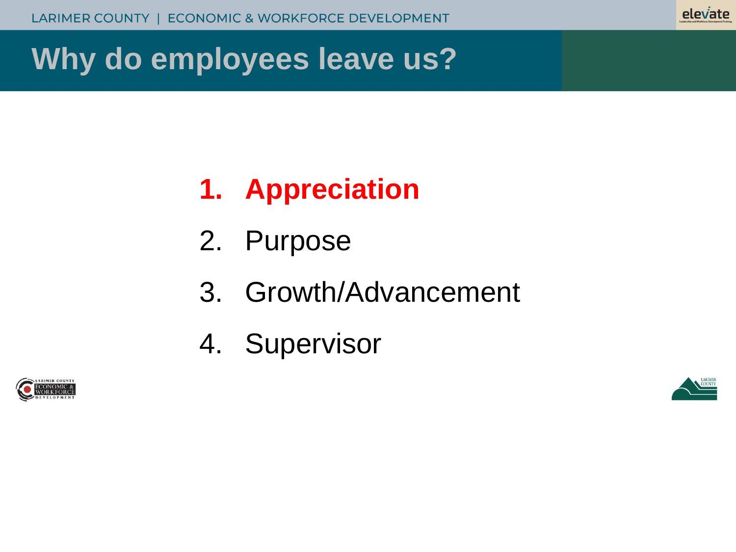# Why do employees leave us?

1. **Appreciation**
2. Purpose
3. Growth/Advancement
4. Supervisor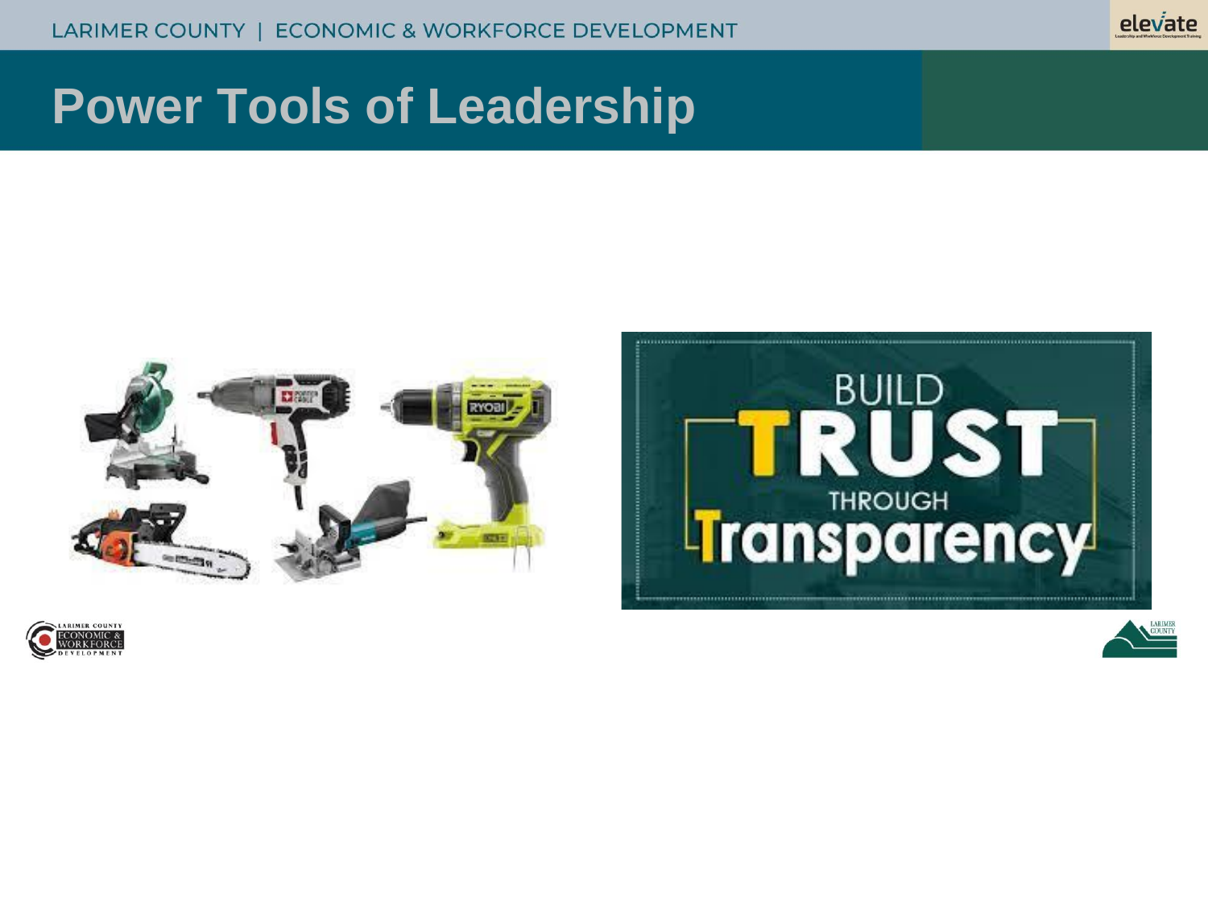# Power Tools of Leadership

BUILD TRUST THROUGH Transparency